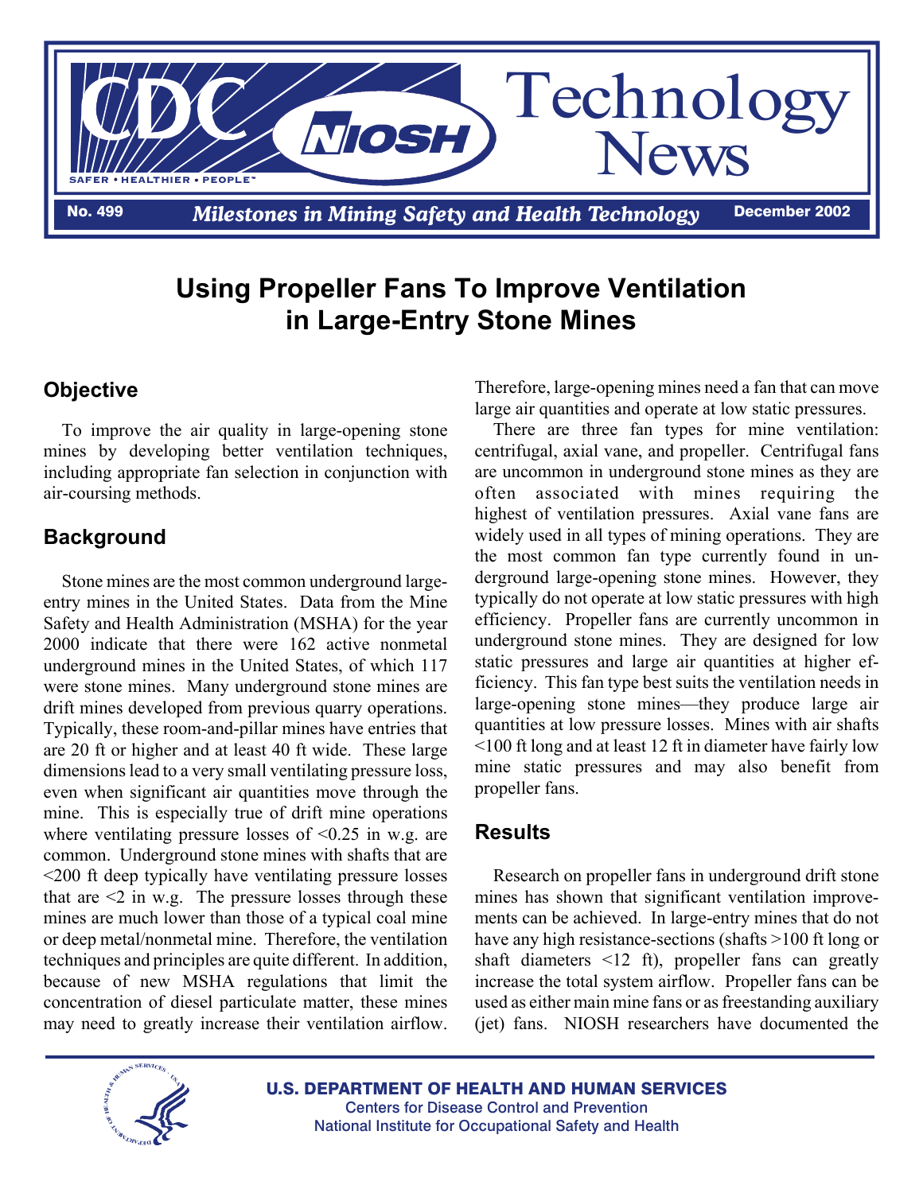# CDC NIOSH Technology News

**No. 499** *Milestones in Mining Safety and Health Technology* **December 2002**

# Using Propeller Fans To Improve Ventilation in Large-Entry Stone Mines

## Objective

To improve the air quality in large-opening stone mines by developing better ventilation techniques, including appropriate fan selection in conjunction with air-coursing methods.

## Background

Stone mines are the most common underground large-entry mines in the United States. Data from the Mine Safety and Health Administration (MSHA) for the year 2000 indicate that there were 162 active nonmetal underground mines in the United States, of which 117 were stone mines. Many underground stone mines are drift mines developed from previous quarry operations. Typically, these room-and-pillar mines have entries that are 20 ft or higher and at least 40 ft wide. These large dimensions lead to a very small ventilating pressure loss, even when significant air quantities move through the mine. This is especially true of drift mine operations where ventilating pressure losses of <0.25 in w.g. are common. Underground stone mines with shafts that are <200 ft deep typically have ventilating pressure losses that are <2 in w.g. The pressure losses through these mines are much lower than those of a typical coal mine or deep metal/nonmetal mine. Therefore, the ventilation techniques and principles are quite different. In addition, because of new MSHA regulations that limit the concentration of diesel particulate matter, these mines may need to greatly increase their ventilation airflow. Therefore, large-opening mines need a fan that can move large air quantities and operate at low static pressures.

There are three fan types for mine ventilation: centrifugal, axial vane, and propeller. Centrifugal fans are uncommon in underground stone mines as they are often associated with mines requiring the highest of ventilation pressures. Axial vane fans are widely used in all types of mining operations. They are the most common fan type currently found in underground large-opening stone mines. However, they typically do not operate at low static pressures with high efficiency. Propeller fans are currently uncommon in underground stone mines. They are designed for low static pressures and large air quantities at higher efficiency. This fan type best suits the ventilation needs in large-opening stone mines—they produce large air quantities at low pressure losses. Mines with air shafts <100 ft long and at least 12 ft in diameter have fairly low mine static pressures and may also benefit from propeller fans.

## Results

Research on propeller fans in underground drift stone mines has shown that significant ventilation improvements can be achieved. In large-entry mines that do not have any high resistance-sections (shafts >100 ft long or shaft diameters <12 ft), propeller fans can greatly increase the total system airflow. Propeller fans can be used as either main mine fans or as freestanding auxiliary (jet) fans. NIOSH researchers have documented the

U.S. DEPARTMENT OF HEALTH AND HUMAN SERVICES
Centers for Disease Control and Prevention
National Institute for Occupational Safety and Health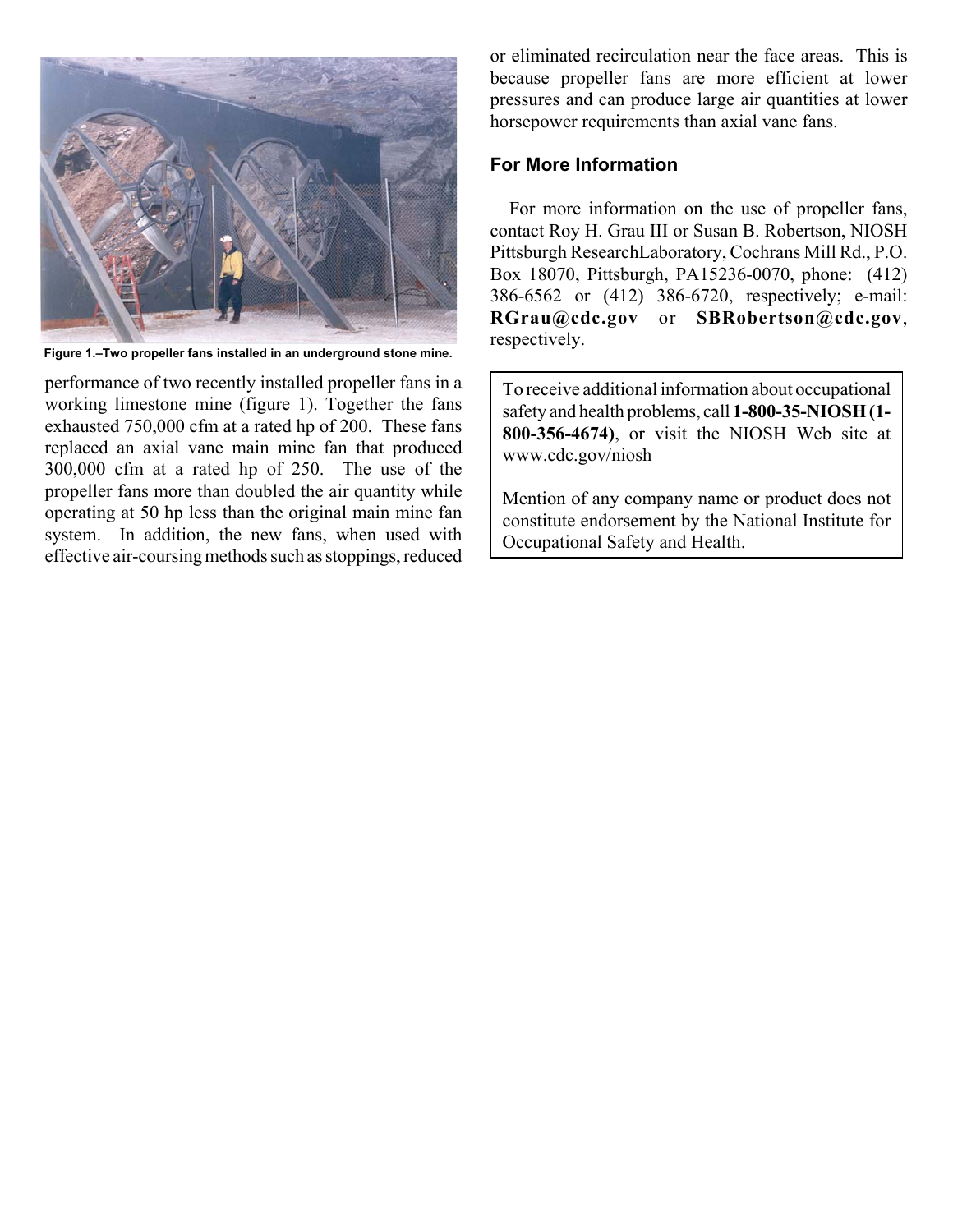Figure 1.–Two propeller fans installed in an underground stone mine.

performance of two recently installed propeller fans in a working limestone mine (figure 1). Together the fans exhausted 750,000 cfm at a rated hp of 200. These fans replaced an axial vane main mine fan that produced 300,000 cfm at a rated hp of 250. The use of the propeller fans more than doubled the air quantity while operating at 50 hp less than the original main mine fan system. In addition, the new fans, when used with effective air-coursing methods such as stoppings, reduced or eliminated recirculation near the face areas. This is because propeller fans are more efficient at lower pressures and can produce large air quantities at lower horsepower requirements than axial vane fans.

## For More Information

For more information on the use of propeller fans, contact Roy H. Grau III or Susan B. Robertson, NIOSH Pittsburgh ResearchLaboratory, Cochrans Mill Rd., P.O. Box 18070, Pittsburgh, PA15236-0070, phone: (412) 386-6562 or (412) 386-6720, respectively; e-mail: **RGrau@cdc.gov** or **SBRobertson@cdc.gov**, respectively.

To receive additional information about occupational safety and health problems, call **1-800-35-NIOSH (1-800-356-4674)**, or visit the NIOSH Web site at www.cdc.gov/niosh

Mention of any company name or product does not constitute endorsement by the National Institute for Occupational Safety and Health.